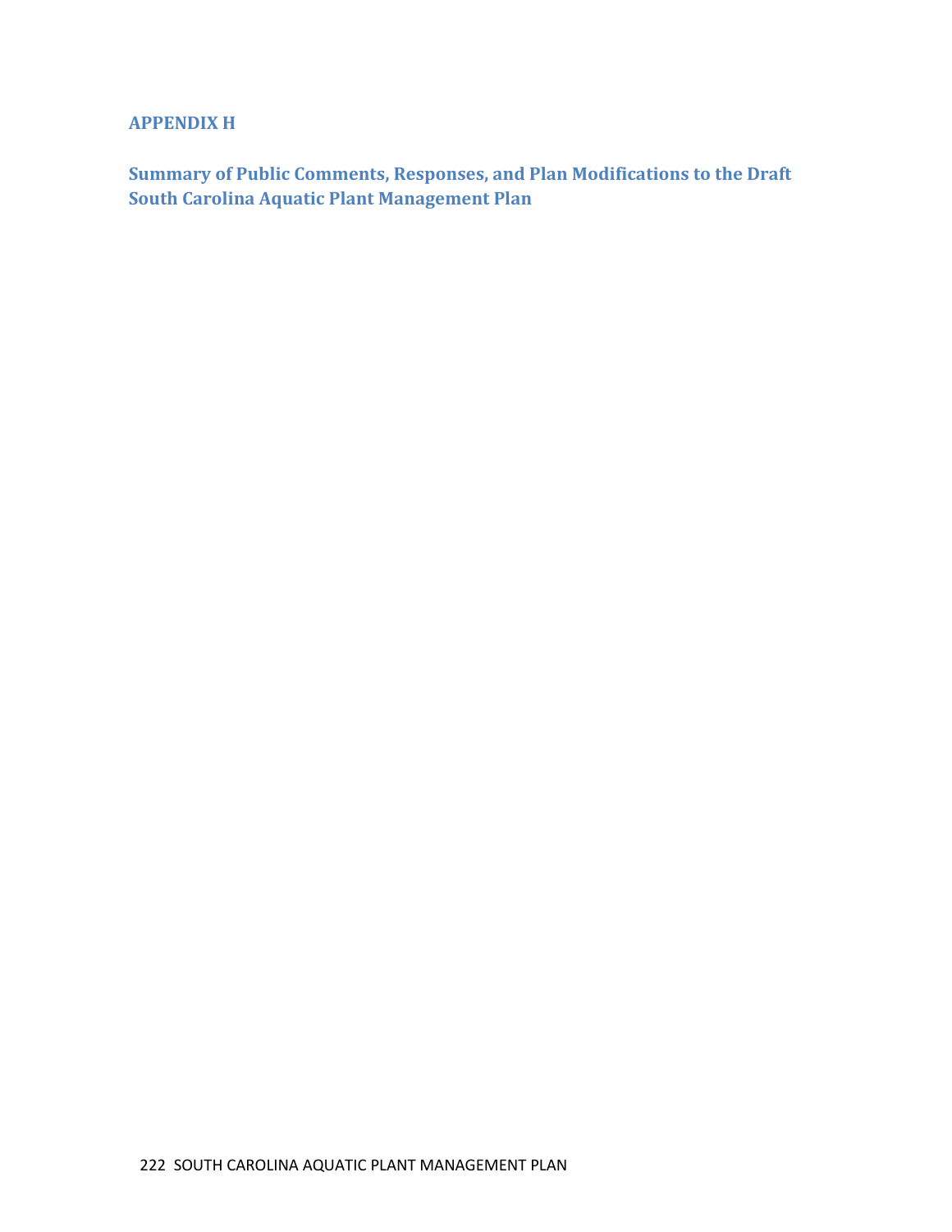# APPENDIX H

## Summary of Public Comments, Responses, and Plan Modifications to the Draft South Carolina Aquatic Plant Management Plan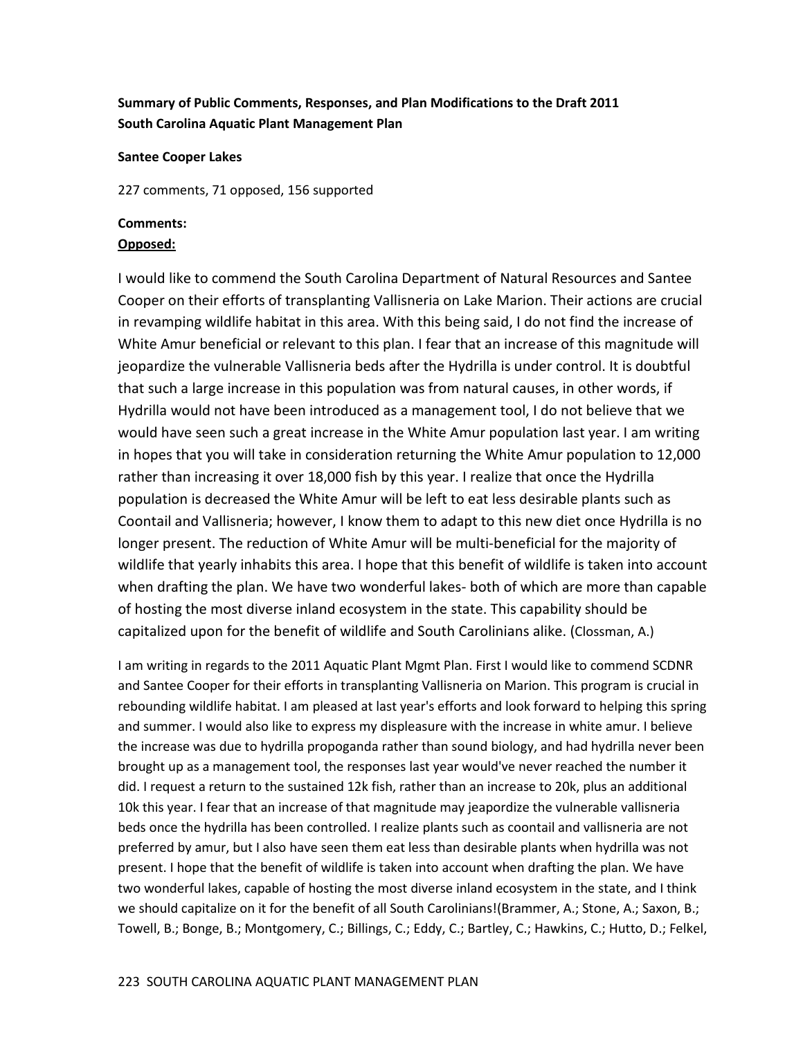**Summary of Public Comments, Responses, and Plan Modifications to the Draft 2011 South Carolina Aquatic Plant Management Plan**

**Santee Cooper Lakes**

227 comments, 71 opposed, 156 supported

**Comments:**

**<u>Opposed:</u>**

I would like to commend the South Carolina Department of Natural Resources and Santee Cooper on their efforts of transplanting Vallisneria on Lake Marion. Their actions are crucial in revamping wildlife habitat in this area. With this being said, I do not find the increase of White Amur beneficial or relevant to this plan. I fear that an increase of this magnitude will jeopardize the vulnerable Vallisneria beds after the Hydrilla is under control. It is doubtful that such a large increase in this population was from natural causes, in other words, if Hydrilla would not have been introduced as a management tool, I do not believe that we would have seen such a great increase in the White Amur population last year. I am writing in hopes that you will take in consideration returning the White Amur population to 12,000 rather than increasing it over 18,000 fish by this year. I realize that once the Hydrilla population is decreased the White Amur will be left to eat less desirable plants such as Coontail and Vallisneria; however, I know them to adapt to this new diet once Hydrilla is no longer present. The reduction of White Amur will be multi-beneficial for the majority of wildlife that yearly inhabits this area. I hope that this benefit of wildlife is taken into account when drafting the plan. We have two wonderful lakes- both of which are more than capable of hosting the most diverse inland ecosystem in the state. This capability should be capitalized upon for the benefit of wildlife and South Carolinians alike. (Clossman, A.)

I am writing in regards to the 2011 Aquatic Plant Mgmt Plan. First I would like to commend SCDNR and Santee Cooper for their efforts in transplanting Vallisneria on Marion. This program is crucial in rebounding wildlife habitat. I am pleased at last year's efforts and look forward to helping this spring and summer. I would also like to express my displeasure with the increase in white amur. I believe the increase was due to hydrilla propoganda rather than sound biology, and had hydrilla never been brought up as a management tool, the responses last year would've never reached the number it did. I request a return to the sustained 12k fish, rather than an increase to 20k, plus an additional 10k this year. I fear that an increase of that magnitude may jeapordize the vulnerable vallisneria beds once the hydrilla has been controlled. I realize plants such as coontail and vallisneria are not preferred by amur, but I also have seen them eat less than desirable plants when hydrilla was not present. I hope that the benefit of wildlife is taken into account when drafting the plan. We have two wonderful lakes, capable of hosting the most diverse inland ecosystem in the state, and I think we should capitalize on it for the benefit of all South Carolinians!(Brammer, A.; Stone, A.; Saxon, B.; Towell, B.; Bonge, B.; Montgomery, C.; Billings, C.; Eddy, C.; Bartley, C.; Hawkins, C.; Hutto, D.; Felkel,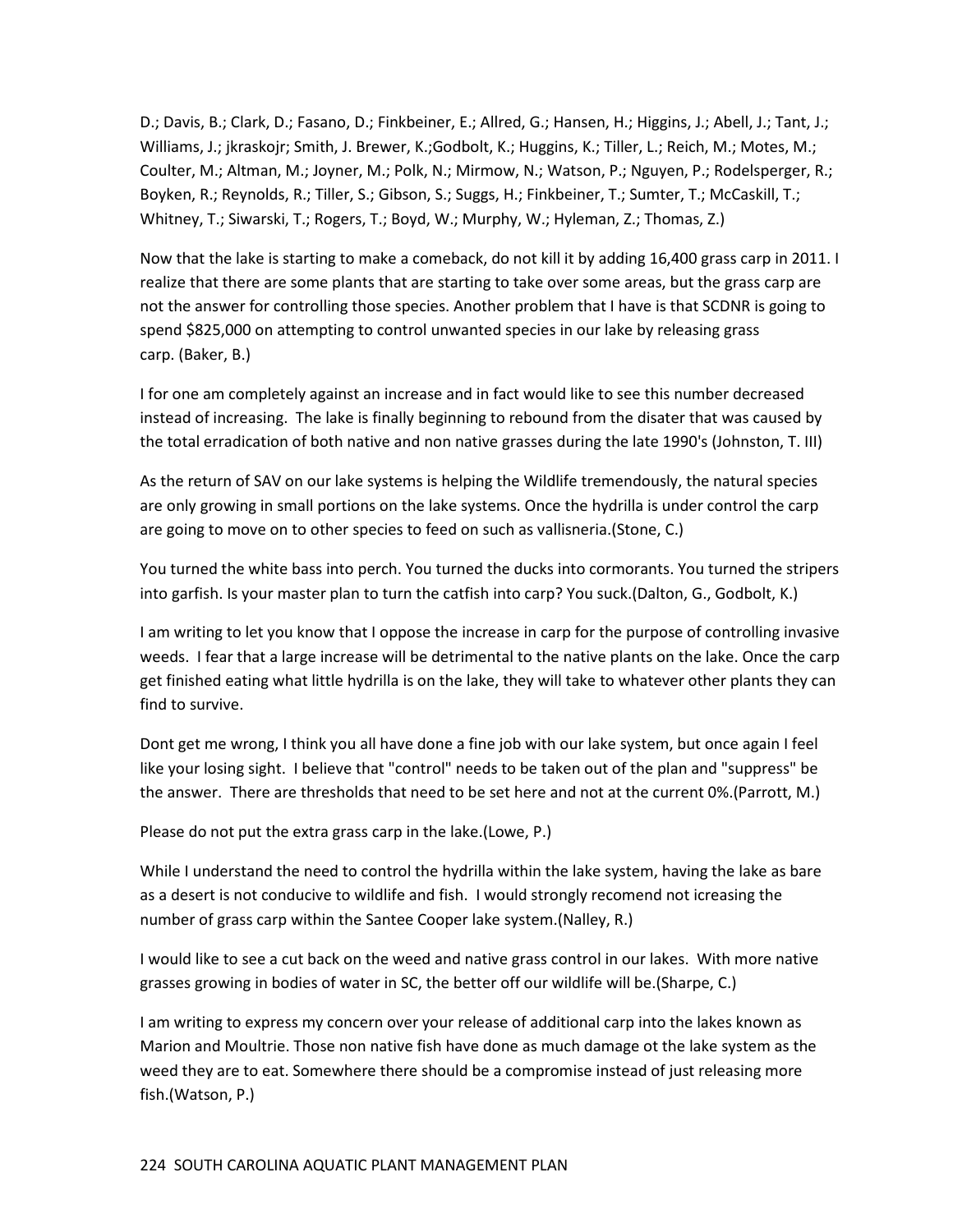D.; Davis, B.; Clark, D.; Fasano, D.; Finkbeiner, E.; Allred, G.; Hansen, H.; Higgins, J.; Abell, J.; Tant, J.; Williams, J.; jkraskojr; Smith, J. Brewer, K.;Godbolt, K.; Huggins, K.; Tiller, L.; Reich, M.; Motes, M.; Coulter, M.; Altman, M.; Joyner, M.; Polk, N.; Mirmow, N.; Watson, P.; Nguyen, P.; Rodelsperger, R.; Boyken, R.; Reynolds, R.; Tiller, S.; Gibson, S.; Suggs, H.; Finkbeiner, T.; Sumter, T.; McCaskill, T.; Whitney, T.; Siwarski, T.; Rogers, T.; Boyd, W.; Murphy, W.; Hyleman, Z.; Thomas, Z.)

Now that the lake is starting to make a comeback, do not kill it by adding 16,400 grass carp in 2011. I realize that there are some plants that are starting to take over some areas, but the grass carp are not the answer for controlling those species. Another problem that I have is that SCDNR is going to spend $825,000 on attempting to control unwanted species in our lake by releasing grass carp. (Baker, B.)

I for one am completely against an increase and in fact would like to see this number decreased instead of increasing. The lake is finally beginning to rebound from the disater that was caused by the total erradication of both native and non native grasses during the late 1990's (Johnston, T. III)

As the return of SAV on our lake systems is helping the Wildlife tremendously, the natural species are only growing in small portions on the lake systems. Once the hydrilla is under control the carp are going to move on to other species to feed on such as vallisneria.(Stone, C.)

You turned the white bass into perch. You turned the ducks into cormorants. You turned the stripers into garfish. Is your master plan to turn the catfish into carp? You suck.(Dalton, G., Godbolt, K.)

I am writing to let you know that I oppose the increase in carp for the purpose of controlling invasive weeds. I fear that a large increase will be detrimental to the native plants on the lake. Once the carp get finished eating what little hydrilla is on the lake, they will take to whatever other plants they can find to survive.

Dont get me wrong, I think you all have done a fine job with our lake system, but once again I feel like your losing sight. I believe that "control" needs to be taken out of the plan and "suppress" be the answer. There are thresholds that need to be set here and not at the current 0%.(Parrott, M.)

Please do not put the extra grass carp in the lake.(Lowe, P.)

While I understand the need to control the hydrilla within the lake system, having the lake as bare as a desert is not conducive to wildlife and fish. I would strongly recomend not icreasing the number of grass carp within the Santee Cooper lake system.(Nalley, R.)

I would like to see a cut back on the weed and native grass control in our lakes. With more native grasses growing in bodies of water in SC, the better off our wildlife will be.(Sharpe, C.)

I am writing to express my concern over your release of additional carp into the lakes known as Marion and Moultrie. Those non native fish have done as much damage ot the lake system as the weed they are to eat. Somewhere there should be a compromise instead of just releasing more fish.(Watson, P.)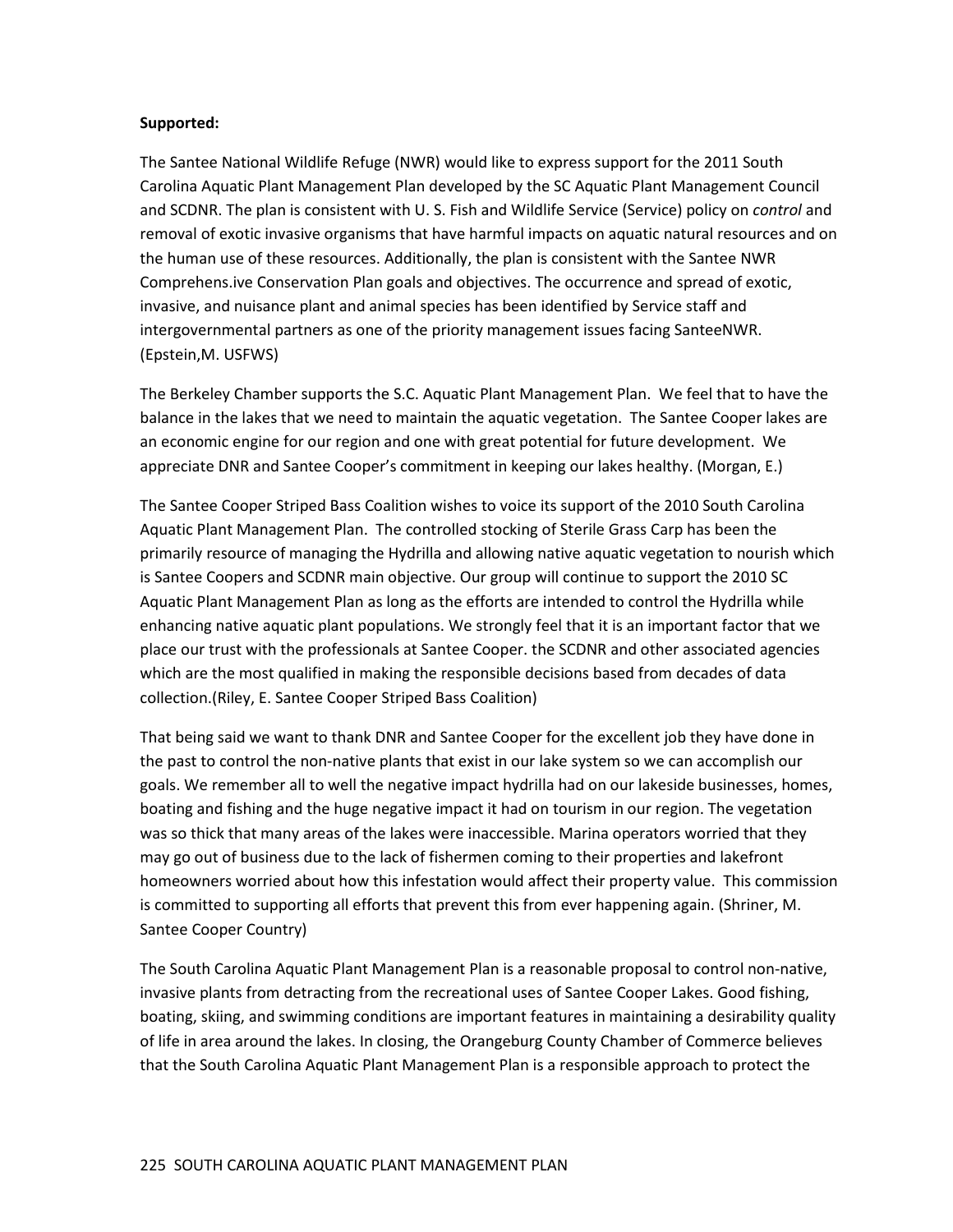**Supported:**

The Santee National Wildlife Refuge (NWR) would like to express support for the 2011 South Carolina Aquatic Plant Management Plan developed by the SC Aquatic Plant Management Council and SCDNR. The plan is consistent with U. S. Fish and Wildlife Service (Service) policy on *control* and removal of exotic invasive organisms that have harmful impacts on aquatic natural resources and on the human use of these resources. Additionally, the plan is consistent with the Santee NWR Comprehens.ive Conservation Plan goals and objectives. The occurrence and spread of exotic, invasive, and nuisance plant and animal species has been identified by Service staff and intergovernmental partners as one of the priority management issues facing SanteeNWR. (Epstein,M. USFWS)

The Berkeley Chamber supports the S.C. Aquatic Plant Management Plan. We feel that to have the balance in the lakes that we need to maintain the aquatic vegetation. The Santee Cooper lakes are an economic engine for our region and one with great potential for future development. We appreciate DNR and Santee Cooper's commitment in keeping our lakes healthy. (Morgan, E.)

The Santee Cooper Striped Bass Coalition wishes to voice its support of the 2010 South Carolina Aquatic Plant Management Plan. The controlled stocking of Sterile Grass Carp has been the primarily resource of managing the Hydrilla and allowing native aquatic vegetation to nourish which is Santee Coopers and SCDNR main objective. Our group will continue to support the 2010 SC Aquatic Plant Management Plan as long as the efforts are intended to control the Hydrilla while enhancing native aquatic plant populations. We strongly feel that it is an important factor that we place our trust with the professionals at Santee Cooper. the SCDNR and other associated agencies which are the most qualified in making the responsible decisions based from decades of data collection.(Riley, E. Santee Cooper Striped Bass Coalition)

That being said we want to thank DNR and Santee Cooper for the excellent job they have done in the past to control the non-native plants that exist in our lake system so we can accomplish our goals. We remember all to well the negative impact hydrilla had on our lakeside businesses, homes, boating and fishing and the huge negative impact it had on tourism in our region. The vegetation was so thick that many areas of the lakes were inaccessible. Marina operators worried that they may go out of business due to the lack of fishermen coming to their properties and lakefront homeowners worried about how this infestation would affect their property value. This commission is committed to supporting all efforts that prevent this from ever happening again. (Shriner, M. Santee Cooper Country)

The South Carolina Aquatic Plant Management Plan is a reasonable proposal to control non-native, invasive plants from detracting from the recreational uses of Santee Cooper Lakes. Good fishing, boating, skiing, and swimming conditions are important features in maintaining a desirability quality of life in area around the lakes. In closing, the Orangeburg County Chamber of Commerce believes that the South Carolina Aquatic Plant Management Plan is a responsible approach to protect the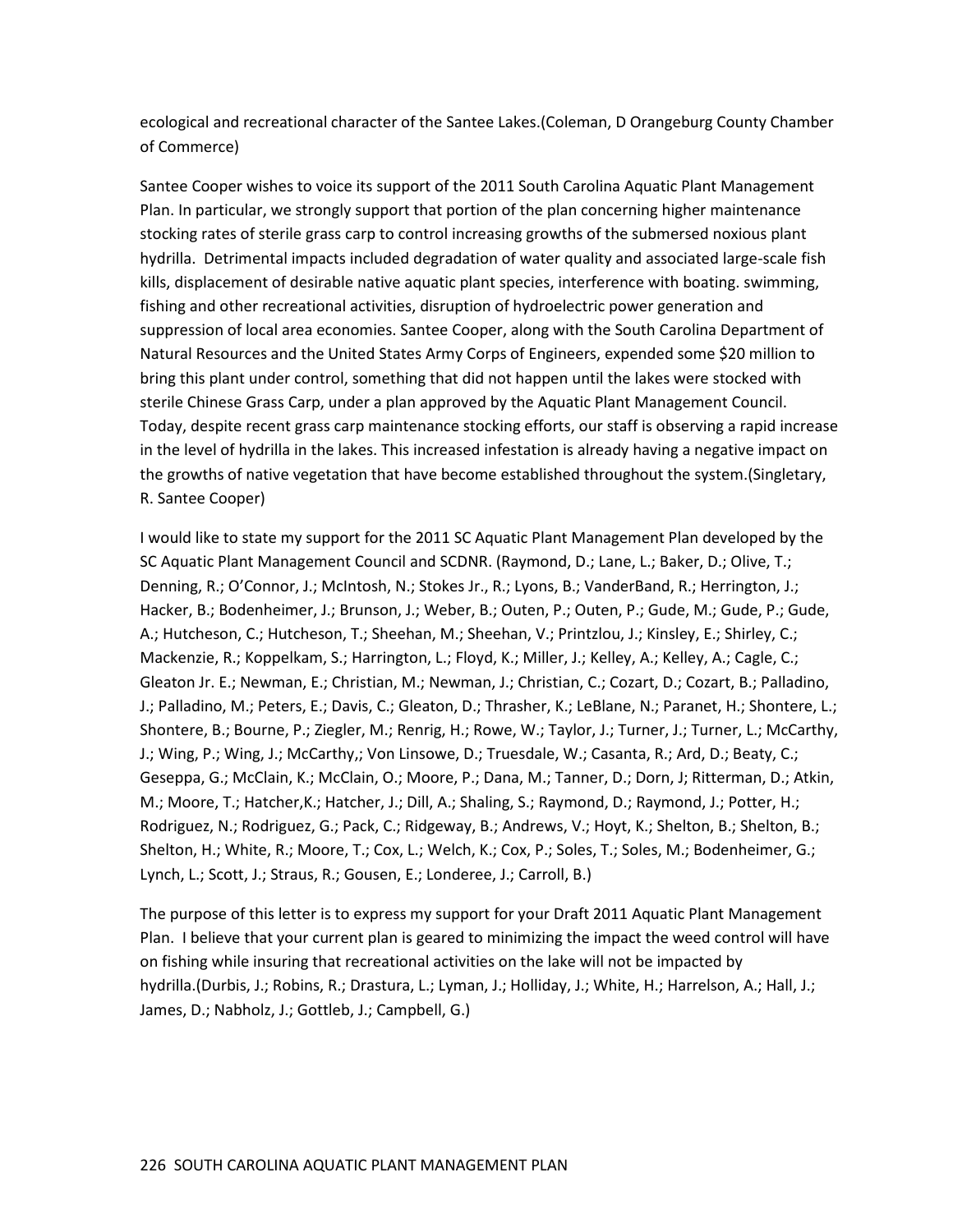ecological and recreational character of the Santee Lakes.(Coleman, D Orangeburg County Chamber of Commerce)

Santee Cooper wishes to voice its support of the 2011 South Carolina Aquatic Plant Management Plan. In particular, we strongly support that portion of the plan concerning higher maintenance stocking rates of sterile grass carp to control increasing growths of the submersed noxious plant hydrilla. Detrimental impacts included degradation of water quality and associated large-scale fish kills, displacement of desirable native aquatic plant species, interference with boating. swimming, fishing and other recreational activities, disruption of hydroelectric power generation and suppression of local area economies. Santee Cooper, along with the South Carolina Department of Natural Resources and the United States Army Corps of Engineers, expended some $20 million to bring this plant under control, something that did not happen until the lakes were stocked with sterile Chinese Grass Carp, under a plan approved by the Aquatic Plant Management Council. Today, despite recent grass carp maintenance stocking efforts, our staff is observing a rapid increase in the level of hydrilla in the lakes. This increased infestation is already having a negative impact on the growths of native vegetation that have become established throughout the system.(Singletary, R. Santee Cooper)

I would like to state my support for the 2011 SC Aquatic Plant Management Plan developed by the SC Aquatic Plant Management Council and SCDNR. (Raymond, D.; Lane, L.; Baker, D.; Olive, T.; Denning, R.; O'Connor, J.; McIntosh, N.; Stokes Jr., R.; Lyons, B.; VanderBand, R.; Herrington, J.; Hacker, B.; Bodenheimer, J.; Brunson, J.; Weber, B.; Outen, P.; Outen, P.; Gude, M.; Gude, P.; Gude, A.; Hutcheson, C.; Hutcheson, T.; Sheehan, M.; Sheehan, V.; Printzlou, J.; Kinsley, E.; Shirley, C.; Mackenzie, R.; Koppelkam, S.; Harrington, L.; Floyd, K.; Miller, J.; Kelley, A.; Kelley, A.; Cagle, C.; Gleaton Jr. E.; Newman, E.; Christian, M.; Newman, J.; Christian, C.; Cozart, D.; Cozart, B.; Palladino, J.; Palladino, M.; Peters, E.; Davis, C.; Gleaton, D.; Thrasher, K.; LeBlane, N.; Paranet, H.; Shontere, L.; Shontere, B.; Bourne, P.; Ziegler, M.; Renrig, H.; Rowe, W.; Taylor, J.; Turner, J.; Turner, L.; McCarthy, J.; Wing, P.; Wing, J.; McCarthy,; Von Linsowe, D.; Truesdale, W.; Casanta, R.; Ard, D.; Beaty, C.; Geseppa, G.; McClain, K.; McClain, O.; Moore, P.; Dana, M.; Tanner, D.; Dorn, J; Ritterman, D.; Atkin, M.; Moore, T.; Hatcher,K.; Hatcher, J.; Dill, A.; Shaling, S.; Raymond, D.; Raymond, J.; Potter, H.; Rodriguez, N.; Rodriguez, G.; Pack, C.; Ridgeway, B.; Andrews, V.; Hoyt, K.; Shelton, B.; Shelton, B.; Shelton, H.; White, R.; Moore, T.; Cox, L.; Welch, K.; Cox, P.; Soles, T.; Soles, M.; Bodenheimer, G.; Lynch, L.; Scott, J.; Straus, R.; Gousen, E.; Londeree, J.; Carroll, B.)

The purpose of this letter is to express my support for your Draft 2011 Aquatic Plant Management Plan. I believe that your current plan is geared to minimizing the impact the weed control will have on fishing while insuring that recreational activities on the lake will not be impacted by hydrilla.(Durbis, J.; Robins, R.; Drastura, L.; Lyman, J.; Holliday, J.; White, H.; Harrelson, A.; Hall, J.; James, D.; Nabholz, J.; Gottleb, J.; Campbell, G.)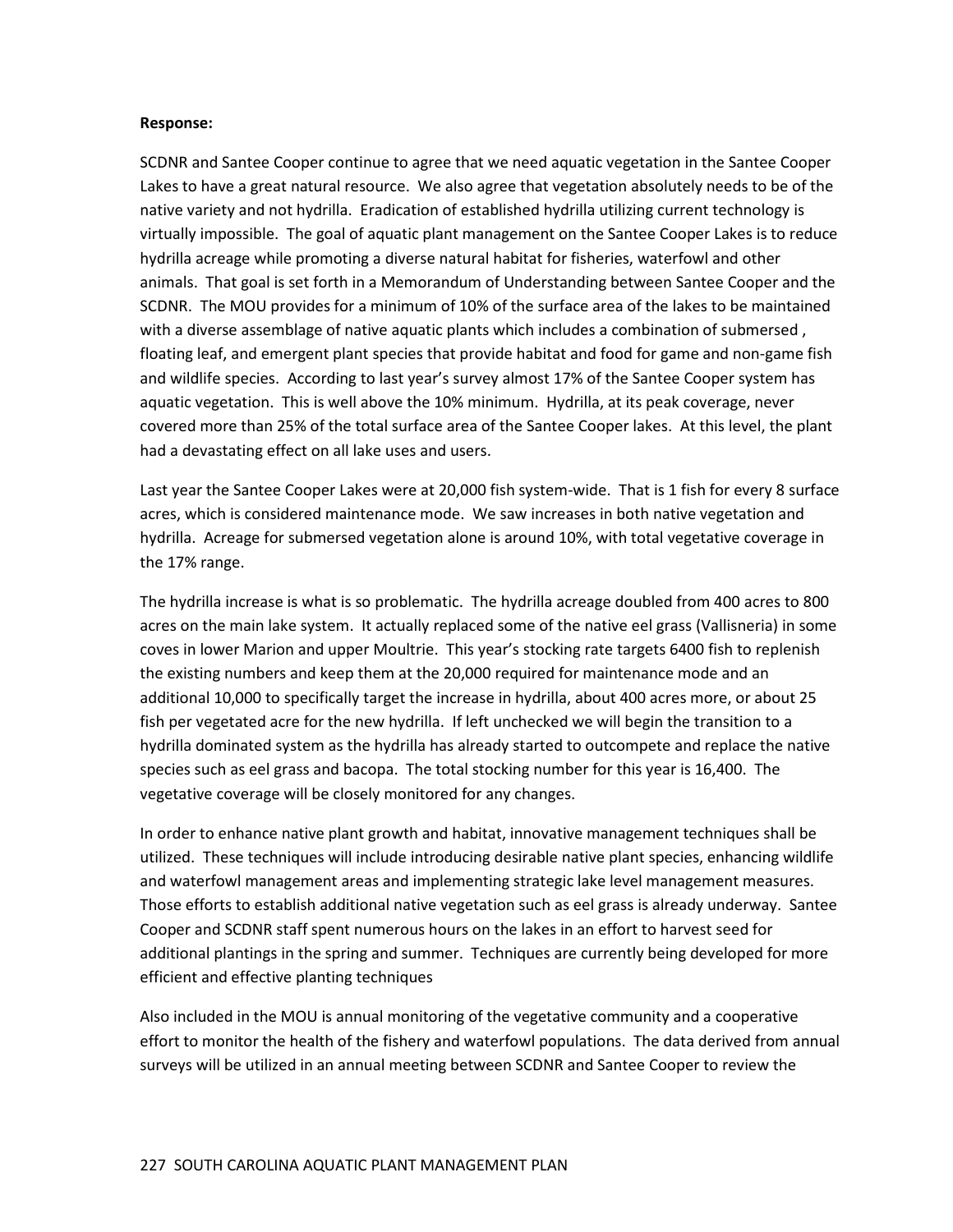**Response:**

SCDNR and Santee Cooper continue to agree that we need aquatic vegetation in the Santee Cooper Lakes to have a great natural resource. We also agree that vegetation absolutely needs to be of the native variety and not hydrilla. Eradication of established hydrilla utilizing current technology is virtually impossible. The goal of aquatic plant management on the Santee Cooper Lakes is to reduce hydrilla acreage while promoting a diverse natural habitat for fisheries, waterfowl and other animals. That goal is set forth in a Memorandum of Understanding between Santee Cooper and the SCDNR. The MOU provides for a minimum of 10% of the surface area of the lakes to be maintained with a diverse assemblage of native aquatic plants which includes a combination of submersed , floating leaf, and emergent plant species that provide habitat and food for game and non-game fish and wildlife species. According to last year's survey almost 17% of the Santee Cooper system has aquatic vegetation. This is well above the 10% minimum. Hydrilla, at its peak coverage, never covered more than 25% of the total surface area of the Santee Cooper lakes. At this level, the plant had a devastating effect on all lake uses and users.

Last year the Santee Cooper Lakes were at 20,000 fish system-wide. That is 1 fish for every 8 surface acres, which is considered maintenance mode. We saw increases in both native vegetation and hydrilla. Acreage for submersed vegetation alone is around 10%, with total vegetative coverage in the 17% range.

The hydrilla increase is what is so problematic. The hydrilla acreage doubled from 400 acres to 800 acres on the main lake system. It actually replaced some of the native eel grass (Vallisneria) in some coves in lower Marion and upper Moultrie. This year's stocking rate targets 6400 fish to replenish the existing numbers and keep them at the 20,000 required for maintenance mode and an additional 10,000 to specifically target the increase in hydrilla, about 400 acres more, or about 25 fish per vegetated acre for the new hydrilla. If left unchecked we will begin the transition to a hydrilla dominated system as the hydrilla has already started to outcompete and replace the native species such as eel grass and bacopa. The total stocking number for this year is 16,400. The vegetative coverage will be closely monitored for any changes.

In order to enhance native plant growth and habitat, innovative management techniques shall be utilized. These techniques will include introducing desirable native plant species, enhancing wildlife and waterfowl management areas and implementing strategic lake level management measures. Those efforts to establish additional native vegetation such as eel grass is already underway. Santee Cooper and SCDNR staff spent numerous hours on the lakes in an effort to harvest seed for additional plantings in the spring and summer. Techniques are currently being developed for more efficient and effective planting techniques

Also included in the MOU is annual monitoring of the vegetative community and a cooperative effort to monitor the health of the fishery and waterfowl populations. The data derived from annual surveys will be utilized in an annual meeting between SCDNR and Santee Cooper to review the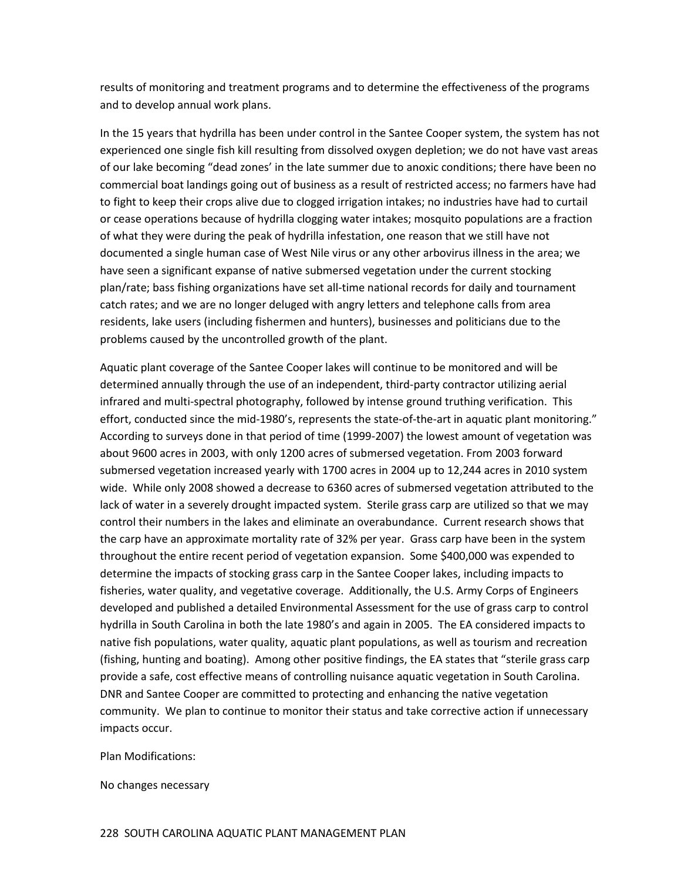results of monitoring and treatment programs and to determine the effectiveness of the programs and to develop annual work plans.

In the 15 years that hydrilla has been under control in the Santee Cooper system, the system has not experienced one single fish kill resulting from dissolved oxygen depletion; we do not have vast areas of our lake becoming "dead zones' in the late summer due to anoxic conditions; there have been no commercial boat landings going out of business as a result of restricted access; no farmers have had to fight to keep their crops alive due to clogged irrigation intakes; no industries have had to curtail or cease operations because of hydrilla clogging water intakes; mosquito populations are a fraction of what they were during the peak of hydrilla infestation, one reason that we still have not documented a single human case of West Nile virus or any other arbovirus illness in the area; we have seen a significant expanse of native submersed vegetation under the current stocking plan/rate; bass fishing organizations have set all-time national records for daily and tournament catch rates; and we are no longer deluged with angry letters and telephone calls from area residents, lake users (including fishermen and hunters), businesses and politicians due to the problems caused by the uncontrolled growth of the plant.

Aquatic plant coverage of the Santee Cooper lakes will continue to be monitored and will be determined annually through the use of an independent, third-party contractor utilizing aerial infrared and multi-spectral photography, followed by intense ground truthing verification. This effort, conducted since the mid-1980's, represents the state-of-the-art in aquatic plant monitoring." According to surveys done in that period of time (1999-2007) the lowest amount of vegetation was about 9600 acres in 2003, with only 1200 acres of submersed vegetation. From 2003 forward submersed vegetation increased yearly with 1700 acres in 2004 up to 12,244 acres in 2010 system wide. While only 2008 showed a decrease to 6360 acres of submersed vegetation attributed to the lack of water in a severely drought impacted system. Sterile grass carp are utilized so that we may control their numbers in the lakes and eliminate an overabundance. Current research shows that the carp have an approximate mortality rate of 32% per year. Grass carp have been in the system throughout the entire recent period of vegetation expansion. Some $400,000 was expended to determine the impacts of stocking grass carp in the Santee Cooper lakes, including impacts to fisheries, water quality, and vegetative coverage. Additionally, the U.S. Army Corps of Engineers developed and published a detailed Environmental Assessment for the use of grass carp to control hydrilla in South Carolina in both the late 1980's and again in 2005. The EA considered impacts to native fish populations, water quality, aquatic plant populations, as well as tourism and recreation (fishing, hunting and boating). Among other positive findings, the EA states that "sterile grass carp provide a safe, cost effective means of controlling nuisance aquatic vegetation in South Carolina. DNR and Santee Cooper are committed to protecting and enhancing the native vegetation community. We plan to continue to monitor their status and take corrective action if unnecessary impacts occur.

Plan Modifications:

No changes necessary